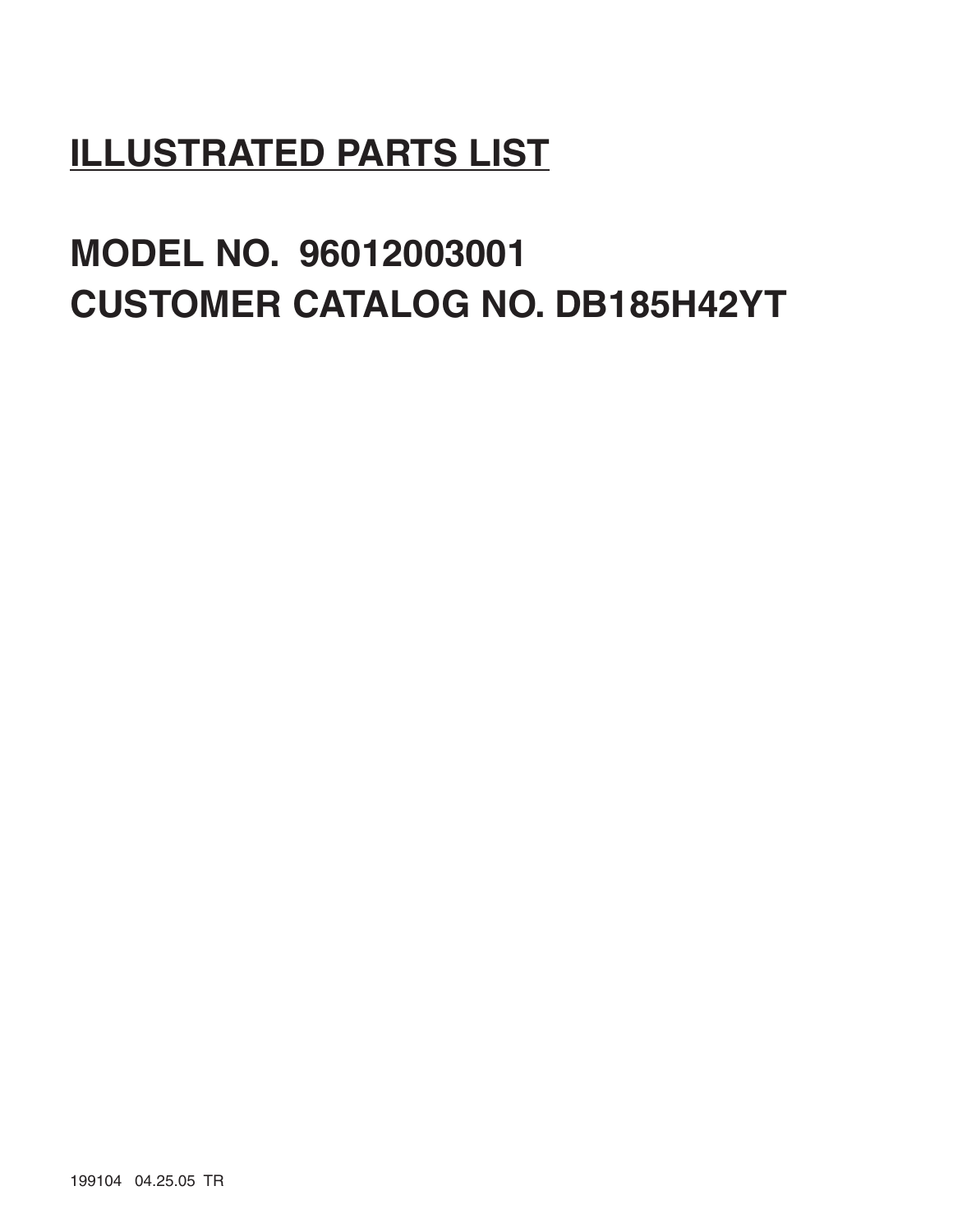# ILLUSTRATED PARTS LIST

## MODEL NO. 96012003001
## CUSTOMER CATALOG NO. DB185H42YT

199104 04.25.05 TR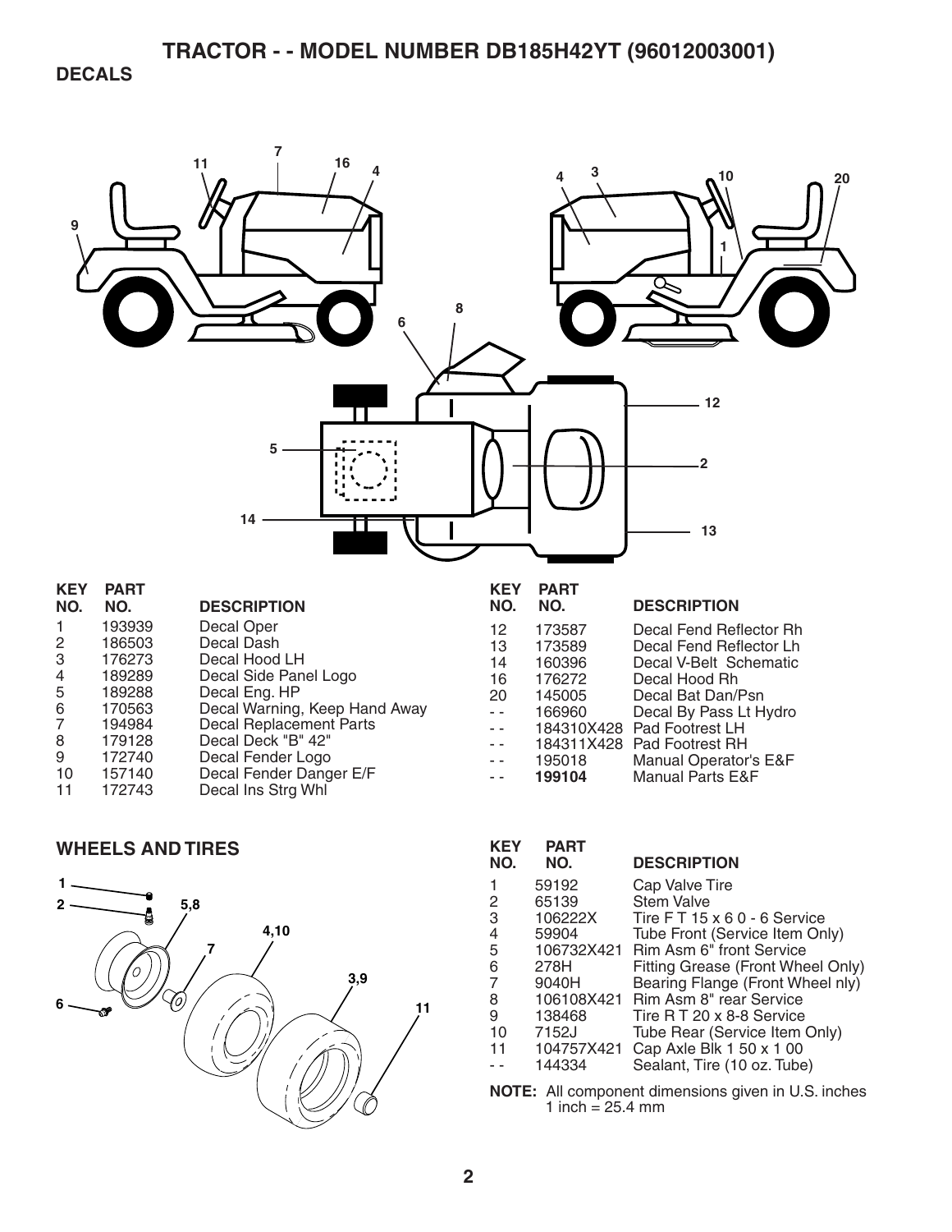# TRACTOR - - MODEL NUMBER DB185H42YT (96012003001)

## DECALS

| KEY NO. | PART NO. | DESCRIPTION |
|---|---|---|
| 1 | 193939 | Decal Oper |
| 2 | 186503 | Decal Dash |
| 3 | 176273 | Decal Hood LH |
| 4 | 189289 | Decal Side Panel Logo |
| 5 | 189288 | Decal Eng. HP |
| 6 | 170563 | Decal Warning, Keep Hand Away |
| 7 | 194984 | Decal Replacement Parts |
| 8 | 179128 | Decal Deck "B" 42" |
| 9 | 172740 | Decal Fender Logo |
| 10 | 157140 | Decal Fender Danger E/F |
| 11 | 172743 | Decal Ins Strg Whl |
| 12 | 173587 | Decal Fend Reflector Rh |
| 13 | 173589 | Decal Fend Reflector Lh |
| 14 | 160396 | Decal V-Belt Schematic |
| 16 | 176272 | Decal Hood Rh |
| 20 | 145005 | Decal Bat Dan/Psn |
| - - | 166960 | Decal By Pass Lt Hydro |
| - - | 184310X428 | Pad Footrest LH |
| - - | 184311X428 | Pad Footrest RH |
| - - | 195018 | Manual Operator's E&F |
| - - | **199104** | Manual Parts E&F |

## WHEELS AND TIRES

| KEY NO. | PART NO. | DESCRIPTION |
|---|---|---|
| 1 | 59192 | Cap Valve Tire |
| 2 | 65139 | Stem Valve |
| 3 | 106222X | Tire F T 15 x 6 0 - 6 Service |
| 4 | 59904 | Tube Front (Service Item Only) |
| 5 | 106732X421 | Rim Asm 6" front Service |
| 6 | 278H | Fitting Grease (Front Wheel Only) |
| 7 | 9040H | Bearing Flange (Front Wheel nly) |
| 8 | 106108X421 | Rim Asm 8" rear Service |
| 9 | 138468 | Tire R T 20 x 8-8 Service |
| 10 | 7152J | Tube Rear (Service Item Only) |
| 11 | 104757X421 | Cap Axle Blk 1 50 x 1 00 |
| - - | 144334 | Sealant, Tire (10 oz. Tube) |

**NOTE:** All component dimensions given in U.S. inches
1 inch = 25.4 mm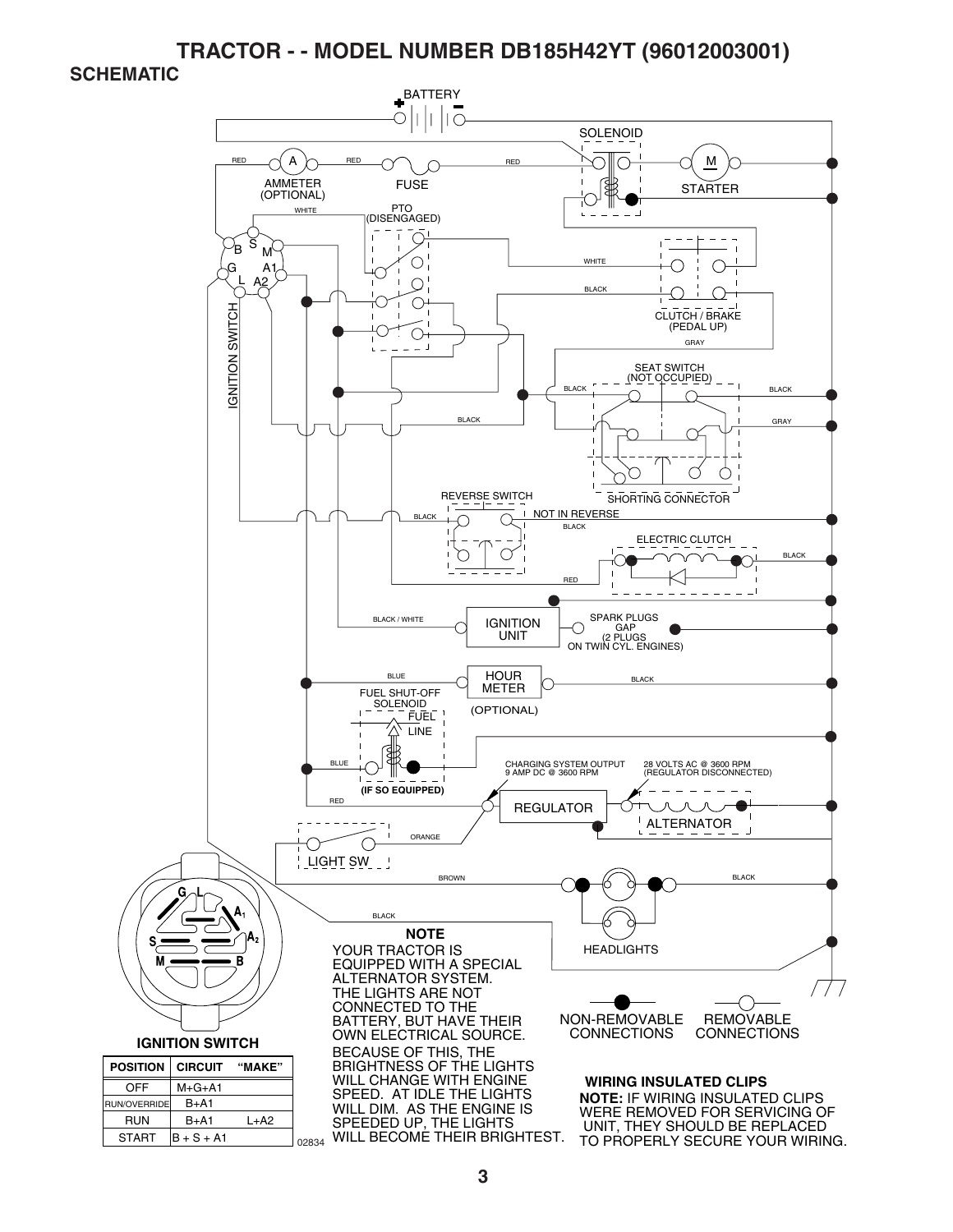# TRACTOR - - MODEL NUMBER DB185H42YT (96012003001)

## SCHEMATIC

BATTERY

SOLENOID

RED

AMMETER (OPTIONAL)

FUSE

STARTER

WHITE

PTO (DISENGAGED)

IGNITION SWITCH

CLUTCH / BRAKE (PEDAL UP)

GRAY

SEAT SWITCH (NOT OCCUPIED)

BLACK

SHORTING CONNECTOR

REVERSE SWITCH

NOT IN REVERSE

ELECTRIC CLUTCH

BLACK / WHITE

IGNITION UNIT

SPARK PLUGS GAP (2 PLUGS ON TWIN CYL. ENGINES)

BLUE

HOUR METER (OPTIONAL)

FUEL SHUT-OFF SOLENOID

FUEL LINE

(IF SO EQUIPPED)

CHARGING SYSTEM OUTPUT 9 AMP DC @ 3600 RPM

28 VOLTS AC @ 3600 RPM (REGULATOR DISCONNECTED)

REGULATOR

ALTERNATOR

ORANGE

LIGHT SW

BROWN

HEADLIGHTS

**NOTE**

YOUR TRACTOR IS EQUIPPED WITH A SPECIAL ALTERNATOR SYSTEM. THE LIGHTS ARE NOT CONNECTED TO THE BATTERY, BUT HAVE THEIR OWN ELECTRICAL SOURCE. BECAUSE OF THIS, THE BRIGHTNESS OF THE LIGHTS WILL CHANGE WITH ENGINE SPEED. AT IDLE THE LIGHTS WILL DIM. AS THE ENGINE IS SPEEDED UP, THE LIGHTS WILL BECOME THEIR BRIGHTEST.

NON-REMOVABLE CONNECTIONS

REMOVABLE CONNECTIONS

**IGNITION SWITCH**

| POSITION | CIRCUIT | "MAKE" |
|---|---|---|
| OFF | M+G+A1 | |
| RUN/OVERRIDE | B+A1 | |
| RUN | B+A1 | L+A2 |
| START | B + S + A1 | |

02834

**WIRING INSULATED CLIPS**

**NOTE:** IF WIRING INSULATED CLIPS WERE REMOVED FOR SERVICING OF UNIT, THEY SHOULD BE REPLACED TO PROPERLY SECURE YOUR WIRING.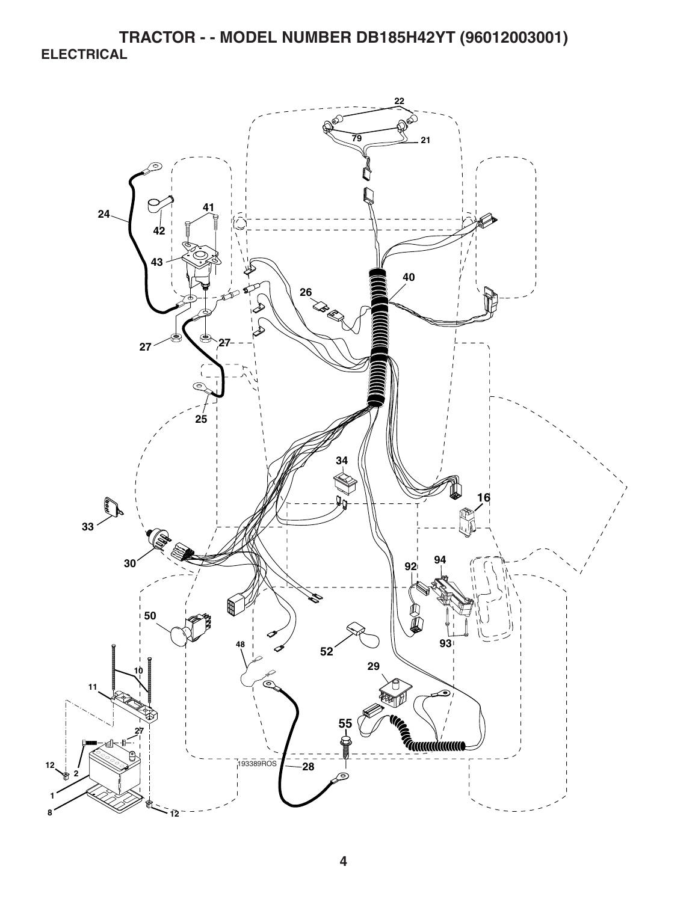# TRACTOR - - MODEL NUMBER DB185H42YT (96012003001)

## ELECTRICAL

22

79

21

24

41

42

43

40

26

27

27

25

34

16

33

30

92

94

50

93

48

52

10

29

11

27

55

12

2

193389ROS

28

1

8

12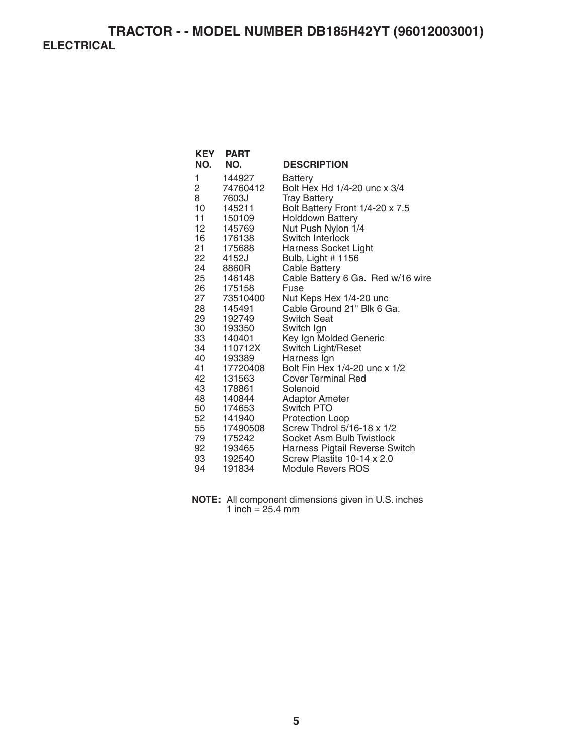# TRACTOR - - MODEL NUMBER DB185H42YT (96012003001)

## ELECTRICAL

| KEY NO. | PART NO. | DESCRIPTION |
|---|---|---|
| 1 | 144927 | Battery |
| 2 | 74760412 | Bolt Hex Hd 1/4-20 unc x 3/4 |
| 8 | 7603J | Tray Battery |
| 10 | 145211 | Bolt Battery Front 1/4-20 x 7.5 |
| 11 | 150109 | Holddown Battery |
| 12 | 145769 | Nut Push Nylon 1/4 |
| 16 | 176138 | Switch Interlock |
| 21 | 175688 | Harness Socket Light |
| 22 | 4152J | Bulb, Light # 1156 |
| 24 | 8860R | Cable Battery |
| 25 | 146148 | Cable Battery 6 Ga. Red w/16 wire |
| 26 | 175158 | Fuse |
| 27 | 73510400 | Nut Keps Hex 1/4-20 unc |
| 28 | 145491 | Cable Ground 21" Blk 6 Ga. |
| 29 | 192749 | Switch Seat |
| 30 | 193350 | Switch Ign |
| 33 | 140401 | Key Ign Molded Generic |
| 34 | 110712X | Switch Light/Reset |
| 40 | 193389 | Harness Ign |
| 41 | 17720408 | Bolt Fin Hex 1/4-20 unc x 1/2 |
| 42 | 131563 | Cover Terminal Red |
| 43 | 178861 | Solenoid |
| 48 | 140844 | Adaptor Ameter |
| 50 | 174653 | Switch PTO |
| 52 | 141940 | Protection Loop |
| 55 | 17490508 | Screw Thdrol 5/16-18 x 1/2 |
| 79 | 175242 | Socket Asm Bulb Twistlock |
| 92 | 193465 | Harness Pigtail Reverse Switch |
| 93 | 192540 | Screw Plastite 10-14 x 2.0 |
| 94 | 191834 | Module Revers ROS |

**NOTE:** All component dimensions given in U.S. inches
1 inch = 25.4 mm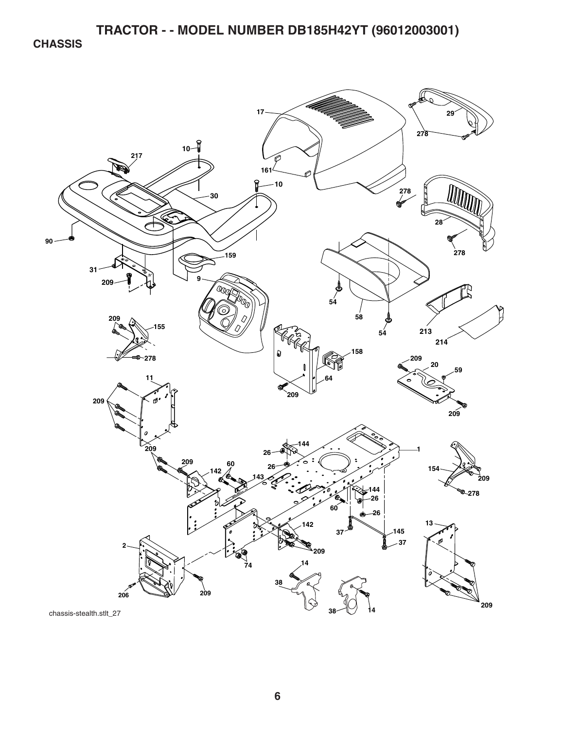# TRACTOR - - MODEL NUMBER DB185H42YT (96012003001)

## CHASSIS

chassis-stealth.stlt_27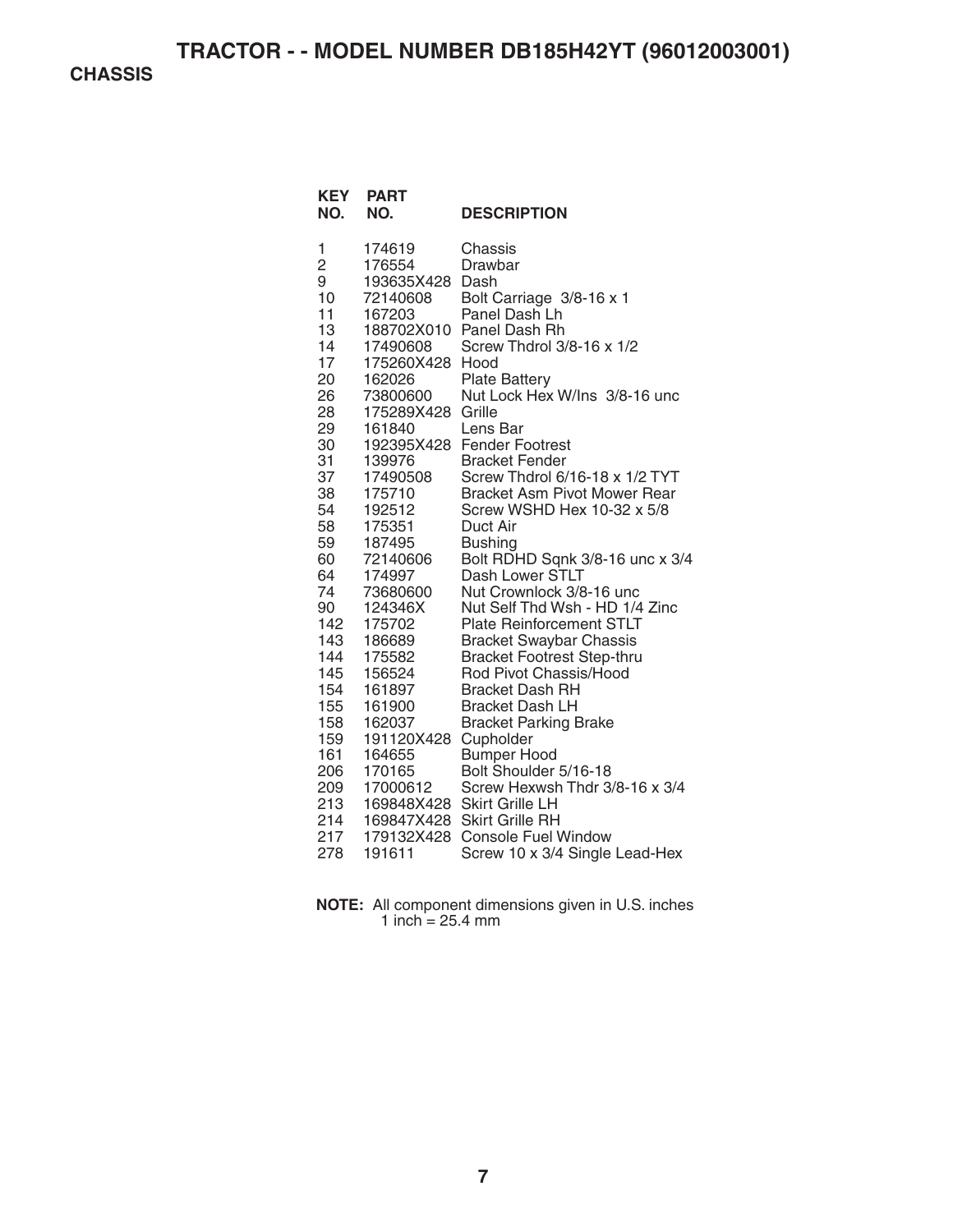# TRACTOR - - MODEL NUMBER DB185H42YT (96012003001)

## CHASSIS

| KEY NO. | PART NO. | DESCRIPTION |
|---|---|---|
| 1 | 174619 | Chassis |
| 2 | 176554 | Drawbar |
| 9 | 193635X428 | Dash |
| 10 | 72140608 | Bolt Carriage 3/8-16 x 1 |
| 11 | 167203 | Panel Dash Lh |
| 13 | 188702X010 | Panel Dash Rh |
| 14 | 17490608 | Screw Thdrol 3/8-16 x 1/2 |
| 17 | 175260X428 | Hood |
| 20 | 162026 | Plate Battery |
| 26 | 73800600 | Nut Lock Hex W/Ins 3/8-16 unc |
| 28 | 175289X428 | Grille |
| 29 | 161840 | Lens Bar |
| 30 | 192395X428 | Fender Footrest |
| 31 | 139976 | Bracket Fender |
| 37 | 17490508 | Screw Thdrol 6/16-18 x 1/2 TYT |
| 38 | 175710 | Bracket Asm Pivot Mower Rear |
| 54 | 192512 | Screw WSHD Hex 10-32 x 5/8 |
| 58 | 175351 | Duct Air |
| 59 | 187495 | Bushing |
| 60 | 72140606 | Bolt RDHD Sqnk 3/8-16 unc x 3/4 |
| 64 | 174997 | Dash Lower STLT |
| 74 | 73680600 | Nut Crownlock 3/8-16 unc |
| 90 | 124346X | Nut Self Thd Wsh - HD 1/4 Zinc |
| 142 | 175702 | Plate Reinforcement STLT |
| 143 | 186689 | Bracket Swaybar Chassis |
| 144 | 175582 | Bracket Footrest Step-thru |
| 145 | 156524 | Rod Pivot Chassis/Hood |
| 154 | 161897 | Bracket Dash RH |
| 155 | 161900 | Bracket Dash LH |
| 158 | 162037 | Bracket Parking Brake |
| 159 | 191120X428 | Cupholder |
| 161 | 164655 | Bumper Hood |
| 206 | 170165 | Bolt Shoulder 5/16-18 |
| 209 | 17000612 | Screw Hexwsh Thdr 3/8-16 x 3/4 |
| 213 | 169848X428 | Skirt Grille LH |
| 214 | 169847X428 | Skirt Grille RH |
| 217 | 179132X428 | Console Fuel Window |
| 278 | 191611 | Screw 10 x 3/4 Single Lead-Hex |

**NOTE:** All component dimensions given in U.S. inches
1 inch = 25.4 mm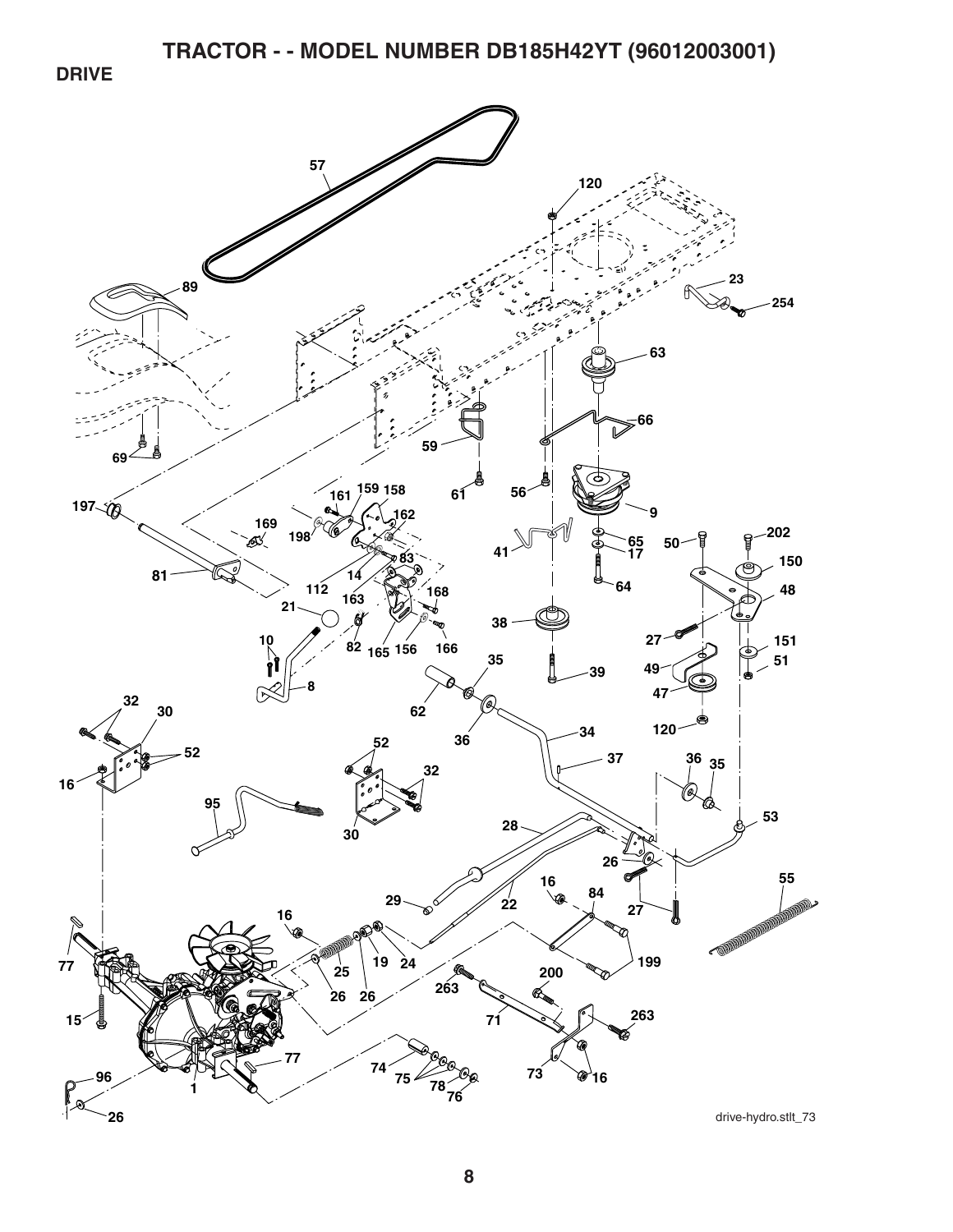# TRACTOR - - MODEL NUMBER DB185H42YT (96012003001)

## DRIVE

drive-hydro.stlt_73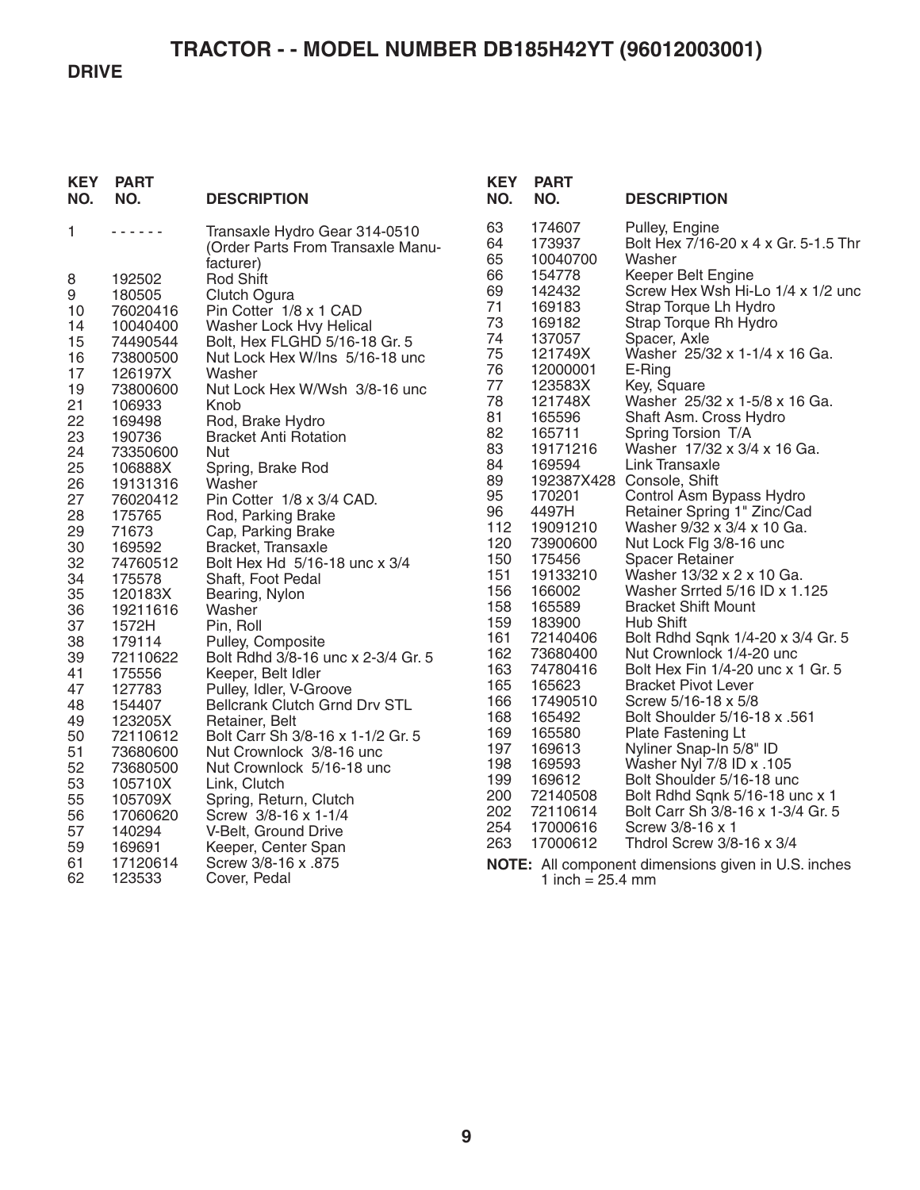# TRACTOR - - MODEL NUMBER DB185H42YT (96012003001)

## DRIVE

| KEY NO. | PART NO. | DESCRIPTION |
|---|---|---|
| 1 | - - - - - - | Transaxle Hydro Gear 314-0510 (Order Parts From Transaxle Manufacturer) |
| 8 | 192502 | Rod Shift |
| 9 | 180505 | Clutch Ogura |
| 10 | 76020416 | Pin Cotter 1/8 x 1 CAD |
| 14 | 10040400 | Washer Lock Hvy Helical |
| 15 | 74490544 | Bolt, Hex FLGHD 5/16-18 Gr. 5 |
| 16 | 73800500 | Nut Lock Hex W/Ins 5/16-18 unc |
| 17 | 126197X | Washer |
| 19 | 73800600 | Nut Lock Hex W/Wsh 3/8-16 unc |
| 21 | 106933 | Knob |
| 22 | 169498 | Rod, Brake Hydro |
| 23 | 190736 | Bracket Anti Rotation |
| 24 | 73350600 | Nut |
| 25 | 106888X | Spring, Brake Rod |
| 26 | 19131316 | Washer |
| 27 | 76020412 | Pin Cotter 1/8 x 3/4 CAD. |
| 28 | 175765 | Rod, Parking Brake |
| 29 | 71673 | Cap, Parking Brake |
| 30 | 169592 | Bracket, Transaxle |
| 32 | 74760512 | Bolt Hex Hd 5/16-18 unc x 3/4 |
| 34 | 175578 | Shaft, Foot Pedal |
| 35 | 120183X | Bearing, Nylon |
| 36 | 19211616 | Washer |
| 37 | 1572H | Pin, Roll |
| 38 | 179114 | Pulley, Composite |
| 39 | 72110622 | Bolt Rdhd 3/8-16 unc x 2-3/4 Gr. 5 |
| 41 | 175556 | Keeper, Belt Idler |
| 47 | 127783 | Pulley, Idler, V-Groove |
| 48 | 154407 | Bellcrank Clutch Grnd Drv STL |
| 49 | 123205X | Retainer, Belt |
| 50 | 72110612 | Bolt Carr Sh 3/8-16 x 1-1/2 Gr. 5 |
| 51 | 73680600 | Nut Crownlock 3/8-16 unc |
| 52 | 73680500 | Nut Crownlock 5/16-18 unc |
| 53 | 105710X | Link, Clutch |
| 55 | 105709X | Spring, Return, Clutch |
| 56 | 17060620 | Screw 3/8-16 x 1-1/4 |
| 57 | 140294 | V-Belt, Ground Drive |
| 59 | 169691 | Keeper, Center Span |
| 61 | 17120614 | Screw 3/8-16 x .875 |
| 62 | 123533 | Cover, Pedal |
| 63 | 174607 | Pulley, Engine |
| 64 | 173937 | Bolt Hex 7/16-20 x 4 x Gr. 5-1.5 Thr |
| 65 | 10040700 | Washer |
| 66 | 154778 | Keeper Belt Engine |
| 69 | 142432 | Screw Hex Wsh Hi-Lo 1/4 x 1/2 unc |
| 71 | 169183 | Strap Torque Lh Hydro |
| 73 | 169182 | Strap Torque Rh Hydro |
| 74 | 137057 | Spacer, Axle |
| 75 | 121749X | Washer 25/32 x 1-1/4 x 16 Ga. |
| 76 | 12000001 | E-Ring |
| 77 | 123583X | Key, Square |
| 78 | 121748X | Washer 25/32 x 1-5/8 x 16 Ga. |
| 81 | 165596 | Shaft Asm. Cross Hydro |
| 82 | 165711 | Spring Torsion T/A |
| 83 | 19171216 | Washer 17/32 x 3/4 x 16 Ga. |
| 84 | 169594 | Link Transaxle |
| 89 | 192387X428 | Console, Shift |
| 95 | 170201 | Control Asm Bypass Hydro |
| 96 | 4497H | Retainer Spring 1" Zinc/Cad |
| 112 | 19091210 | Washer 9/32 x 3/4 x 10 Ga. |
| 120 | 73900600 | Nut Lock Flg 3/8-16 unc |
| 150 | 175456 | Spacer Retainer |
| 151 | 19133210 | Washer 13/32 x 2 x 10 Ga. |
| 156 | 166002 | Washer Srrted 5/16 ID x 1.125 |
| 158 | 165589 | Bracket Shift Mount |
| 159 | 183900 | Hub Shift |
| 161 | 72140406 | Bolt Rdhd Sqnk 1/4-20 x 3/4 Gr. 5 |
| 162 | 73680400 | Nut Crownlock 1/4-20 unc |
| 163 | 74780416 | Bolt Hex Fin 1/4-20 unc x 1 Gr. 5 |
| 165 | 165623 | Bracket Pivot Lever |
| 166 | 17490510 | Screw 5/16-18 x 5/8 |
| 168 | 165492 | Bolt Shoulder 5/16-18 x .561 |
| 169 | 165580 | Plate Fastening Lt |
| 197 | 169613 | Nyliner Snap-In 5/8" ID |
| 198 | 169593 | Washer Nyl 7/8 ID x .105 |
| 199 | 169612 | Bolt Shoulder 5/16-18 unc |
| 200 | 72140508 | Bolt Rdhd Sqnk 5/16-18 unc x 1 |
| 202 | 72110614 | Bolt Carr Sh 3/8-16 x 1-3/4 Gr. 5 |
| 254 | 17000616 | Screw 3/8-16 x 1 |
| 263 | 17000612 | Thdrol Screw 3/8-16 x 3/4 |

**NOTE:** All component dimensions given in U.S. inches
1 inch = 25.4 mm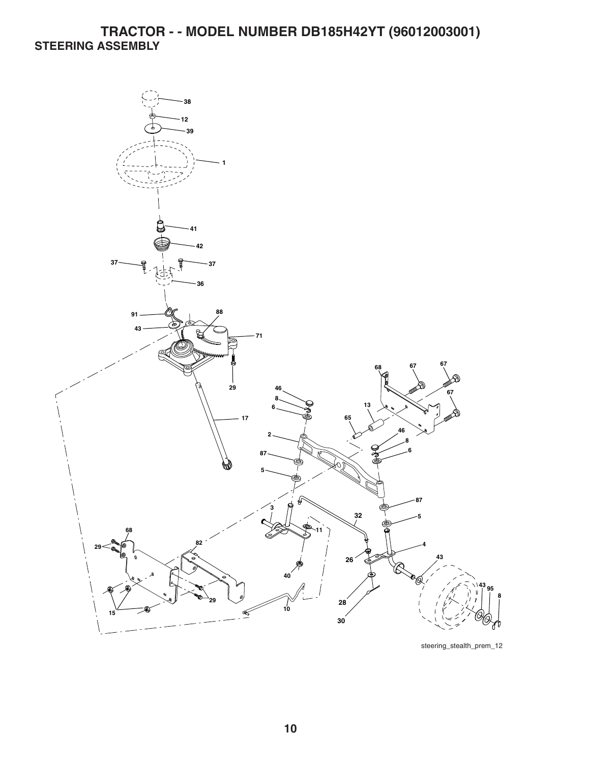# TRACTOR - - MODEL NUMBER DB185H42YT (96012003001)

## STEERING ASSEMBLY

38
12
39
1
41
42
37
37
36
91
88
43
71
29
17
68
67
67
67
46
8
6
13
65
2
46
8
6
87
5
87
3
32
5
68
11
4
29
82
26
43
40
43
95
8
28
29
15
10
30

steering_stealth_prem_12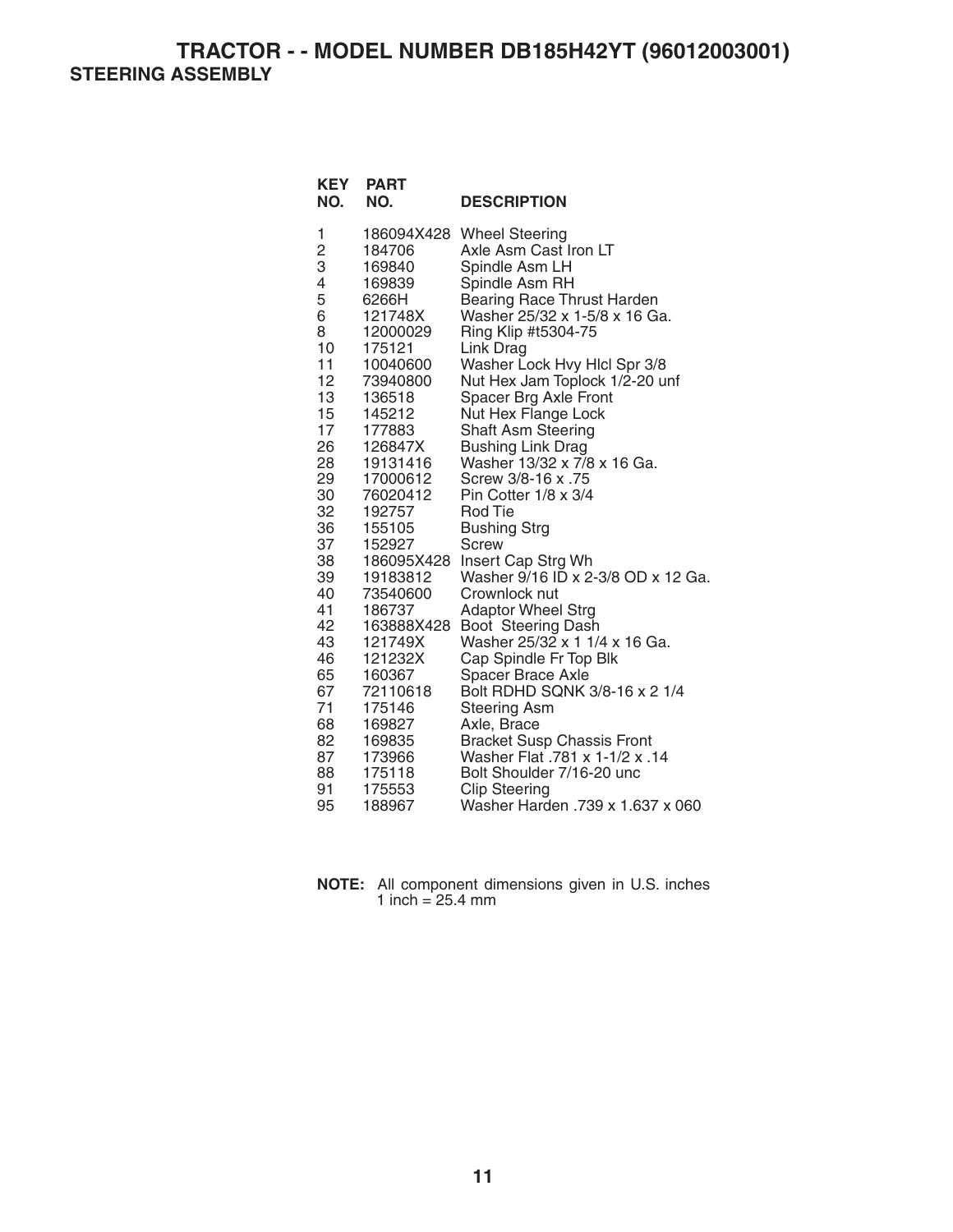# TRACTOR - - MODEL NUMBER DB185H42YT (96012003001)

## STEERING ASSEMBLY

| KEY NO. | PART NO. | DESCRIPTION |
|---|---|---|
| 1 | 186094X428 | Wheel Steering |
| 2 | 184706 | Axle Asm Cast Iron LT |
| 3 | 169840 | Spindle Asm LH |
| 4 | 169839 | Spindle Asm RH |
| 5 | 6266H | Bearing Race Thrust Harden |
| 6 | 121748X | Washer 25/32 x 1-5/8 x 16 Ga. |
| 8 | 12000029 | Ring Klip #t5304-75 |
| 10 | 175121 | Link Drag |
| 11 | 10040600 | Washer Lock Hvy Hlcl Spr 3/8 |
| 12 | 73940800 | Nut Hex Jam Toplock 1/2-20 unf |
| 13 | 136518 | Spacer Brg Axle Front |
| 15 | 145212 | Nut Hex Flange Lock |
| 17 | 177883 | Shaft Asm Steering |
| 26 | 126847X | Bushing Link Drag |
| 28 | 19131416 | Washer 13/32 x 7/8 x 16 Ga. |
| 29 | 17000612 | Screw 3/8-16 x .75 |
| 30 | 76020412 | Pin Cotter 1/8 x 3/4 |
| 32 | 192757 | Rod Tie |
| 36 | 155105 | Bushing Strg |
| 37 | 152927 | Screw |
| 38 | 186095X428 | Insert Cap Strg Wh |
| 39 | 19183812 | Washer 9/16 ID x 2-3/8 OD x 12 Ga. |
| 40 | 73540600 | Crownlock nut |
| 41 | 186737 | Adaptor Wheel Strg |
| 42 | 163888X428 | Boot Steering Dash |
| 43 | 121749X | Washer 25/32 x 1 1/4 x 16 Ga. |
| 46 | 121232X | Cap Spindle Fr Top Blk |
| 65 | 160367 | Spacer Brace Axle |
| 67 | 72110618 | Bolt RDHD SQNK 3/8-16 x 2 1/4 |
| 71 | 175146 | Steering Asm |
| 68 | 169827 | Axle, Brace |
| 82 | 169835 | Bracket Susp Chassis Front |
| 87 | 173966 | Washer Flat .781 x 1-1/2 x .14 |
| 88 | 175118 | Bolt Shoulder 7/16-20 unc |
| 91 | 175553 | Clip Steering |
| 95 | 188967 | Washer Harden .739 x 1.637 x 060 |

**NOTE:** All component dimensions given in U.S. inches
1 inch = 25.4 mm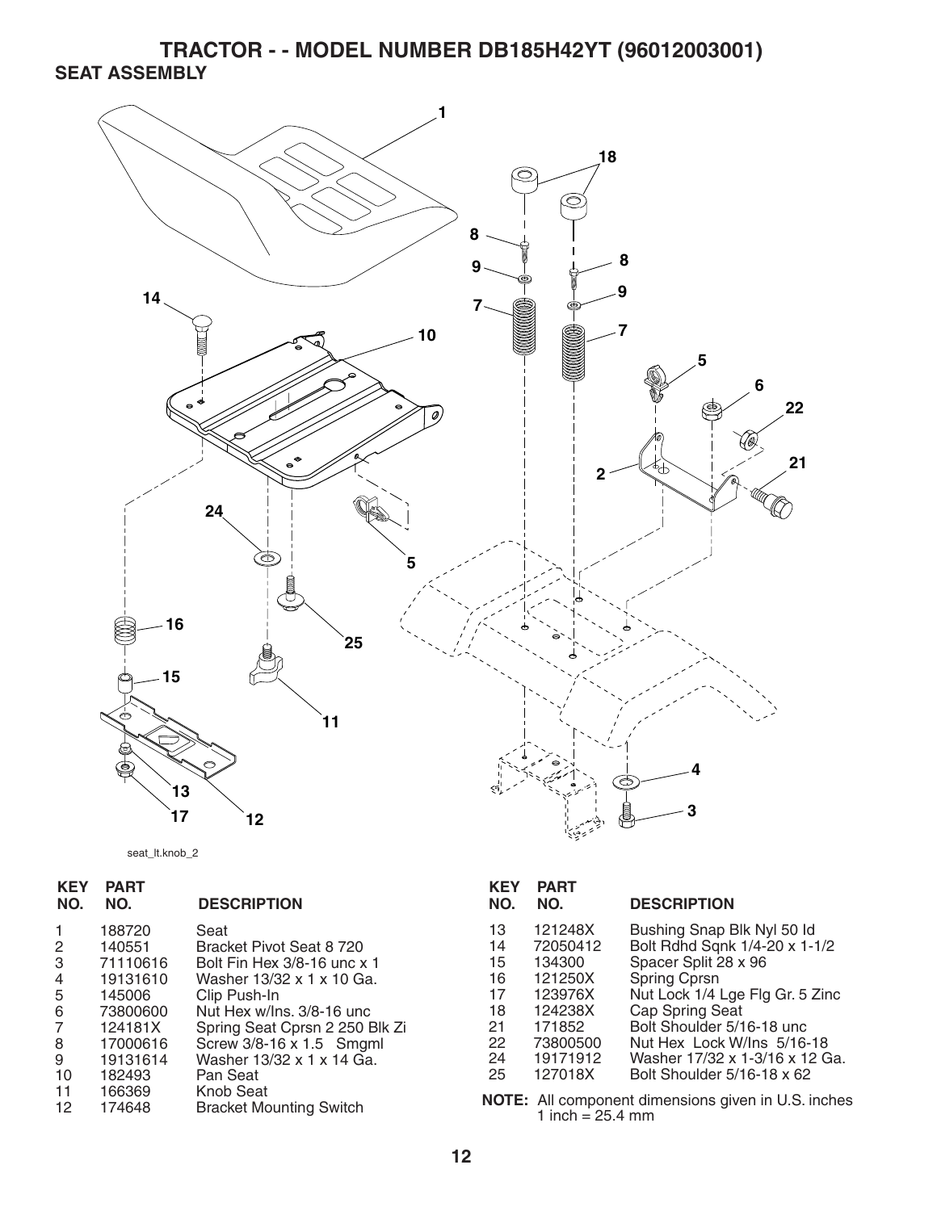# TRACTOR - - MODEL NUMBER DB185H42YT (96012003001)

## SEAT ASSEMBLY

seat_lt.knob_2

| KEY NO. | PART NO. | DESCRIPTION |
|---|---|---|
| 1 | 188720 | Seat |
| 2 | 140551 | Bracket Pivot Seat 8 720 |
| 3 | 71110616 | Bolt Fin Hex 3/8-16 unc x 1 |
| 4 | 19131610 | Washer 13/32 x 1 x 10 Ga. |
| 5 | 145006 | Clip Push-In |
| 6 | 73800600 | Nut Hex w/Ins. 3/8-16 unc |
| 7 | 124181X | Spring Seat Cprsn 2 250 Blk Zi |
| 8 | 17000616 | Screw 3/8-16 x 1.5 Smgml |
| 9 | 19131614 | Washer 13/32 x 1 x 14 Ga. |
| 10 | 182493 | Pan Seat |
| 11 | 166369 | Knob Seat |
| 12 | 174648 | Bracket Mounting Switch |
| 13 | 121248X | Bushing Snap Blk Nyl 50 Id |
| 14 | 72050412 | Bolt Rdhd Sqnk 1/4-20 x 1-1/2 |
| 15 | 134300 | Spacer Split 28 x 96 |
| 16 | 121250X | Spring Cprsn |
| 17 | 123976X | Nut Lock 1/4 Lge Flg Gr. 5 Zinc |
| 18 | 124238X | Cap Spring Seat |
| 21 | 171852 | Bolt Shoulder 5/16-18 unc |
| 22 | 73800500 | Nut Hex Lock W/Ins 5/16-18 |
| 24 | 19171912 | Washer 17/32 x 1-3/16 x 12 Ga. |
| 25 | 127018X | Bolt Shoulder 5/16-18 x 62 |

**NOTE:** All component dimensions given in U.S. inches
1 inch = 25.4 mm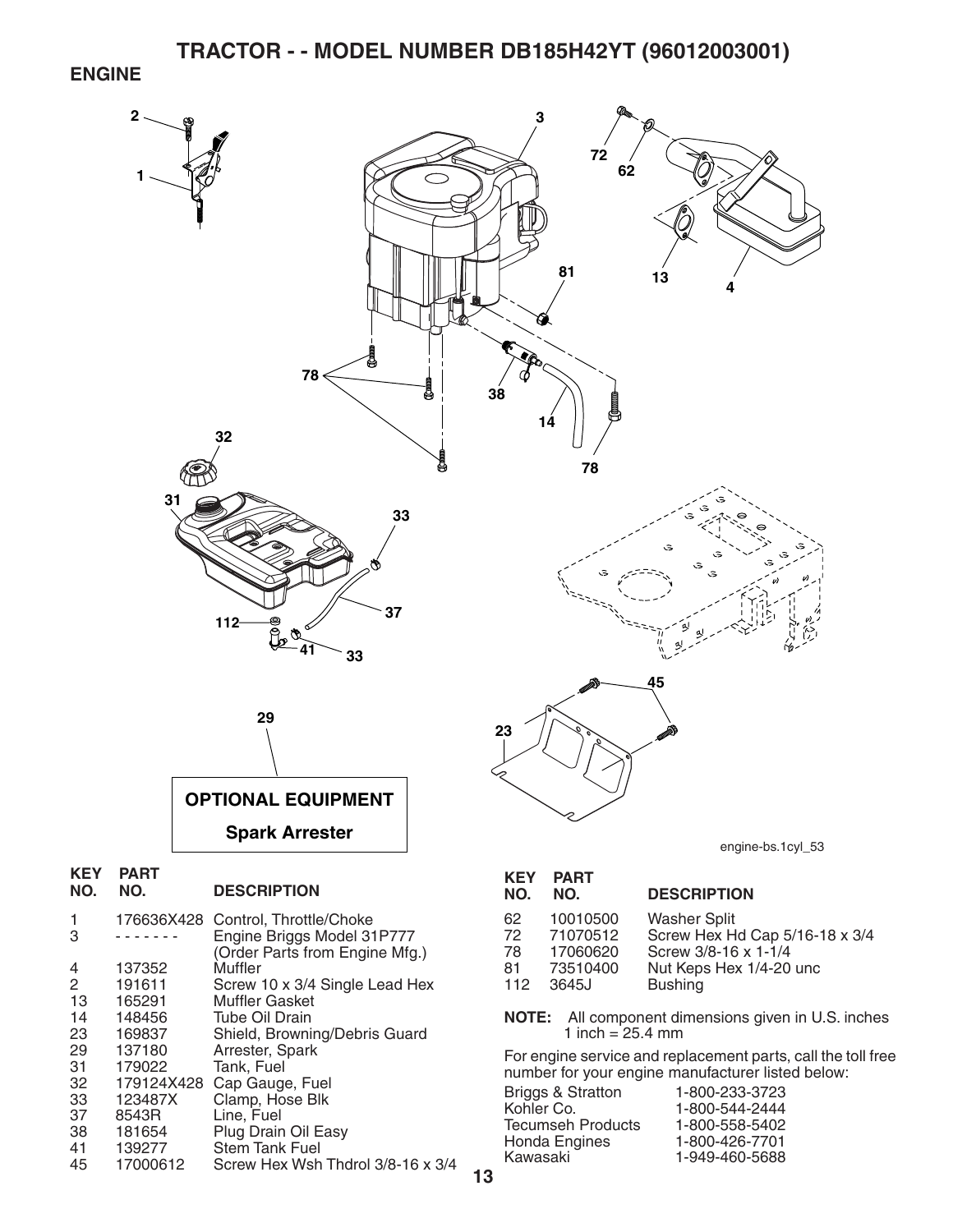# TRACTOR - - MODEL NUMBER DB185H42YT (96012003001)

## ENGINE

OPTIONAL EQUIPMENT

Spark Arrester

engine-bs.1cyl_53

| KEY NO. | PART NO. | DESCRIPTION |
|---|---|---|
| 1 | 176636X428 | Control, Throttle/Choke |
| 3 | - - - - - - - | Engine Briggs Model 31P777 (Order Parts from Engine Mfg.) |
| 4 | 137352 | Muffler |
| 2 | 191611 | Screw 10 x 3/4 Single Lead Hex |
| 13 | 165291 | Muffler Gasket |
| 14 | 148456 | Tube Oil Drain |
| 23 | 169837 | Shield, Browning/Debris Guard |
| 29 | 137180 | Arrester, Spark |
| 31 | 179022 | Tank, Fuel |
| 32 | 179124X428 | Cap Gauge, Fuel |
| 33 | 123487X | Clamp, Hose Blk |
| 37 | 8543R | Line, Fuel |
| 38 | 181654 | Plug Drain Oil Easy |
| 41 | 139277 | Stem Tank Fuel |
| 45 | 17000612 | Screw Hex Wsh Thdrol 3/8-16 x 3/4 |
| 62 | 10010500 | Washer Split |
| 72 | 71070512 | Screw Hex Hd Cap 5/16-18 x 3/4 |
| 78 | 17060620 | Screw 3/8-16 x 1-1/4 |
| 81 | 73510400 | Nut Keps Hex 1/4-20 unc |
| 112 | 3645J | Bushing |

**NOTE:** All component dimensions given in U.S. inches
1 inch = 25.4 mm

For engine service and replacement parts, call the toll free number for your engine manufacturer listed below:

| | |
|---|---|
| Briggs & Stratton | 1-800-233-3723 |
| Kohler Co. | 1-800-544-2444 |
| Tecumseh Products | 1-800-558-5402 |
| Honda Engines | 1-800-426-7701 |
| Kawasaki | 1-949-460-5688 |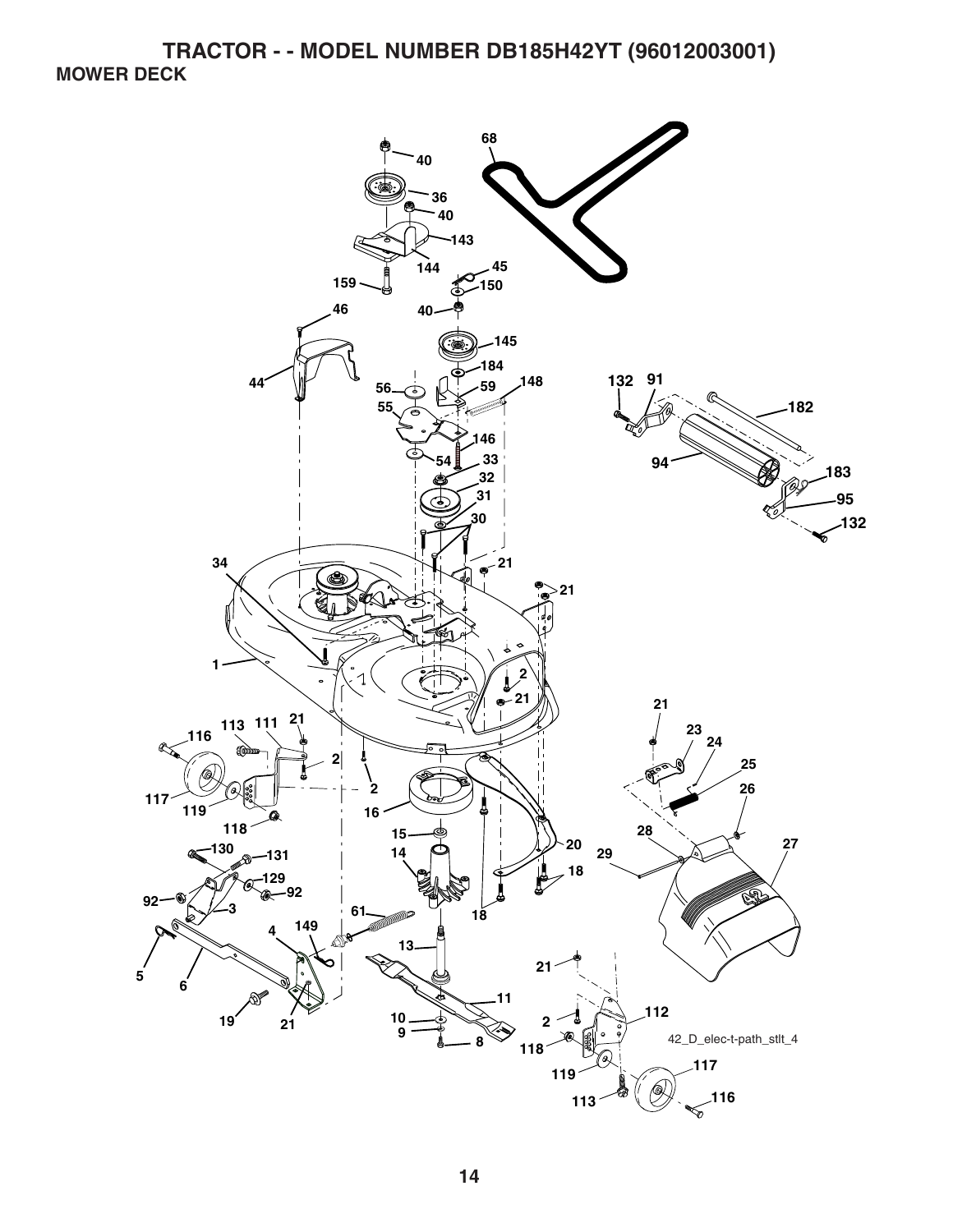# TRACTOR - - MODEL NUMBER DB185H42YT (96012003001)

## MOWER DECK

42_D_elec-t-path_stlt_4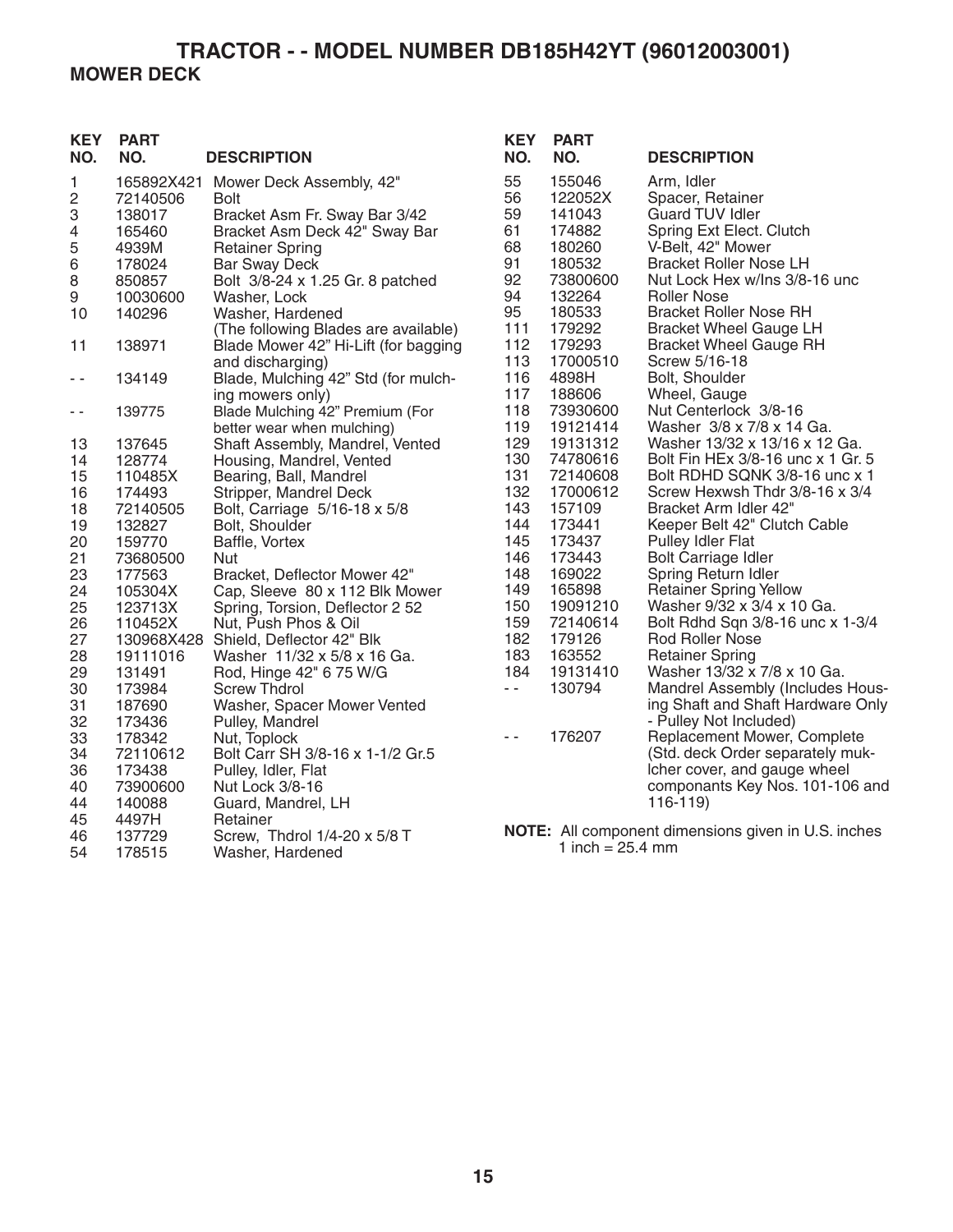# TRACTOR - - MODEL NUMBER DB185H42YT (96012003001)

## MOWER DECK

| KEY NO. | PART NO. | DESCRIPTION |
|---|---|---|
| 1 | 165892X421 | Mower Deck Assembly, 42" |
| 2 | 72140506 | Bolt |
| 3 | 138017 | Bracket Asm Fr. Sway Bar 3/42 |
| 4 | 165460 | Bracket Asm Deck 42" Sway Bar |
| 5 | 4939M | Retainer Spring |
| 6 | 178024 | Bar Sway Deck |
| 8 | 850857 | Bolt 3/8-24 x 1.25 Gr. 8 patched |
| 9 | 10030600 | Washer, Lock |
| 10 | 140296 | Washer, Hardened |
| | | (The following Blades are available) |
| 11 | 138971 | Blade Mower 42" Hi-Lift (for bagging and discharging) |
| - - | 134149 | Blade, Mulching 42" Std (for mulching mowers only) |
| - - | 139775 | Blade Mulching 42" Premium (For better wear when mulching) |
| 13 | 137645 | Shaft Assembly, Mandrel, Vented |
| 14 | 128774 | Housing, Mandrel, Vented |
| 15 | 110485X | Bearing, Ball, Mandrel |
| 16 | 174493 | Stripper, Mandrel Deck |
| 18 | 72140505 | Bolt, Carriage 5/16-18 x 5/8 |
| 19 | 132827 | Bolt, Shoulder |
| 20 | 159770 | Baffle, Vortex |
| 21 | 73680500 | Nut |
| 23 | 177563 | Bracket, Deflector Mower 42" |
| 24 | 105304X | Cap, Sleeve 80 x 112 Blk Mower |
| 25 | 123713X | Spring, Torsion, Deflector 2 52 |
| 26 | 110452X | Nut, Push Phos & Oil |
| 27 | 130968X428 | Shield, Deflector 42" Blk |
| 28 | 19111016 | Washer 11/32 x 5/8 x 16 Ga. |
| 29 | 131491 | Rod, Hinge 42" 6 75 W/G |
| 30 | 173984 | Screw Thdrol |
| 31 | 187690 | Washer, Spacer Mower Vented |
| 32 | 173436 | Pulley, Mandrel |
| 33 | 178342 | Nut, Toplock |
| 34 | 72110612 | Bolt Carr SH 3/8-16 x 1-1/2 Gr.5 |
| 36 | 173438 | Pulley, Idler, Flat |
| 40 | 73900600 | Nut Lock 3/8-16 |
| 44 | 140088 | Guard, Mandrel, LH |
| 45 | 4497H | Retainer |
| 46 | 137729 | Screw, Thdrol 1/4-20 x 5/8 T |
| 54 | 178515 | Washer, Hardened |
| 55 | 155046 | Arm, Idler |
| 56 | 122052X | Spacer, Retainer |
| 59 | 141043 | Guard TUV Idler |
| 61 | 174882 | Spring Ext Elect. Clutch |
| 68 | 180260 | V-Belt, 42" Mower |
| 91 | 180532 | Bracket Roller Nose LH |
| 92 | 73800600 | Nut Lock Hex w/Ins 3/8-16 unc |
| 94 | 132264 | Roller Nose |
| 95 | 180533 | Bracket Roller Nose RH |
| 111 | 179292 | Bracket Wheel Gauge LH |
| 112 | 179293 | Bracket Wheel Gauge RH |
| 113 | 17000510 | Screw 5/16-18 |
| 116 | 4898H | Bolt, Shoulder |
| 117 | 188606 | Wheel, Gauge |
| 118 | 73930600 | Nut Centerlock 3/8-16 |
| 119 | 19121414 | Washer 3/8 x 7/8 x 14 Ga. |
| 129 | 19131312 | Washer 13/32 x 13/16 x 12 Ga. |
| 130 | 74780616 | Bolt Fin HEx 3/8-16 unc x 1 Gr. 5 |
| 131 | 72140608 | Bolt RDHD SQNK 3/8-16 unc x 1 |
| 132 | 17000612 | Screw Hexwsh Thdr 3/8-16 x 3/4 |
| 143 | 157109 | Bracket Arm Idler 42" |
| 144 | 173441 | Keeper Belt 42" Clutch Cable |
| 145 | 173437 | Pulley Idler Flat |
| 146 | 173443 | Bolt Carriage Idler |
| 148 | 169022 | Spring Return Idler |
| 149 | 165898 | Retainer Spring Yellow |
| 150 | 19091210 | Washer 9/32 x 3/4 x 10 Ga. |
| 159 | 72140614 | Bolt Rdhd Sqn 3/8-16 unc x 1-3/4 |
| 182 | 179126 | Rod Roller Nose |
| 183 | 163552 | Retainer Spring |
| 184 | 19131410 | Washer 13/32 x 7/8 x 10 Ga. |
| - - | 130794 | Mandrel Assembly (Includes Housing Shaft and Shaft Hardware Only - Pulley Not Included) |
| - - | 176207 | Replacement Mower, Complete (Std. deck Order separately muklcher cover, and gauge wheel componants Key Nos. 101-106 and 116-119) |

**NOTE:** All component dimensions given in U.S. inches
1 inch = 25.4 mm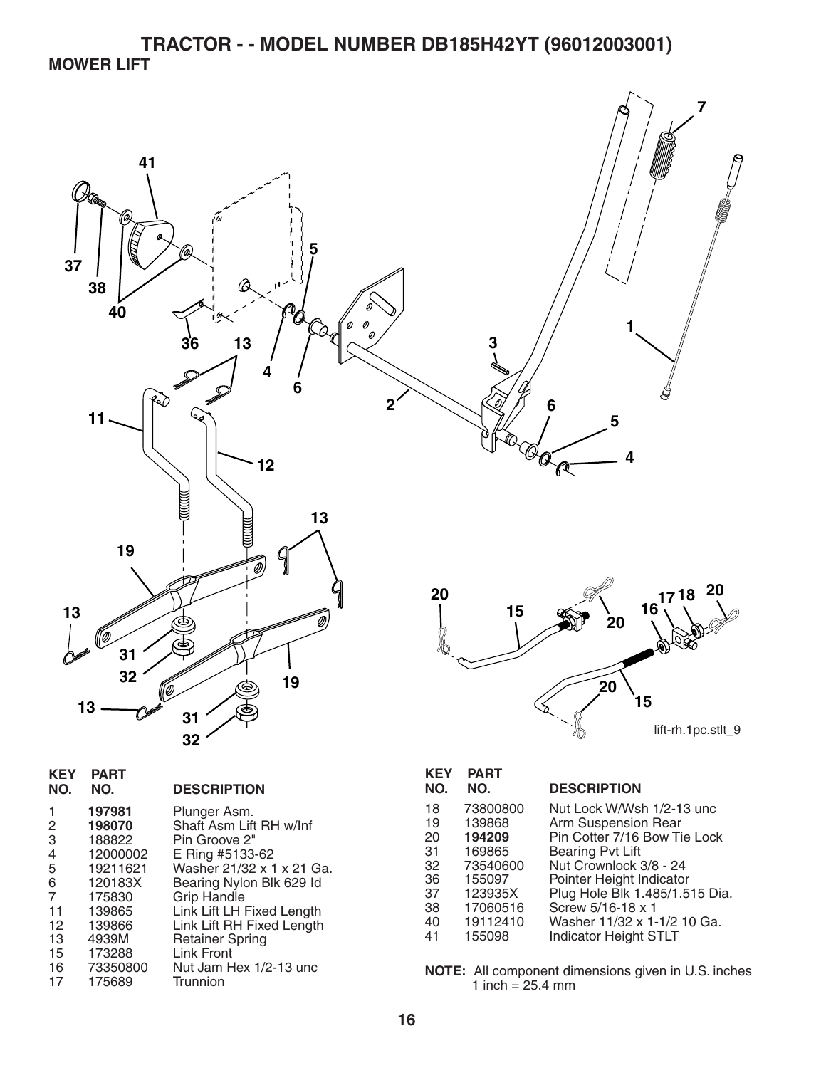# TRACTOR - - MODEL NUMBER DB185H42YT (96012003001)

## MOWER LIFT

lift-rh.1pc.stlt_9

| KEY NO. | PART NO. | DESCRIPTION |
|---|---|---|
| 1 | **197981** | Plunger Asm. |
| 2 | **198070** | Shaft Asm Lift RH w/Inf |
| 3 | 188822 | Pin Groove 2" |
| 4 | 12000002 | E Ring #5133-62 |
| 5 | 19211621 | Washer 21/32 x 1 x 21 Ga. |
| 6 | 120183X | Bearing Nylon Blk 629 Id |
| 7 | 175830 | Grip Handle |
| 11 | 139865 | Link Lift LH Fixed Length |
| 12 | 139866 | Link Lift RH Fixed Length |
| 13 | 4939M | Retainer Spring |
| 15 | 173288 | Link Front |
| 16 | 73350800 | Nut Jam Hex 1/2-13 unc |
| 17 | 175689 | Trunnion |
| 18 | 73800800 | Nut Lock W/Wsh 1/2-13 unc |
| 19 | 139868 | Arm Suspension Rear |
| 20 | **194209** | Pin Cotter 7/16 Bow Tie Lock |
| 31 | 169865 | Bearing Pvt Lift |
| 32 | 73540600 | Nut Crownlock 3/8 - 24 |
| 36 | 155097 | Pointer Height Indicator |
| 37 | 123935X | Plug Hole Blk 1.485/1.515 Dia. |
| 38 | 17060516 | Screw 5/16-18 x 1 |
| 40 | 19112410 | Washer 11/32 x 1-1/2 10 Ga. |
| 41 | 155098 | Indicator Height STLT |

**NOTE:** All component dimensions given in U.S. inches
1 inch = 25.4 mm